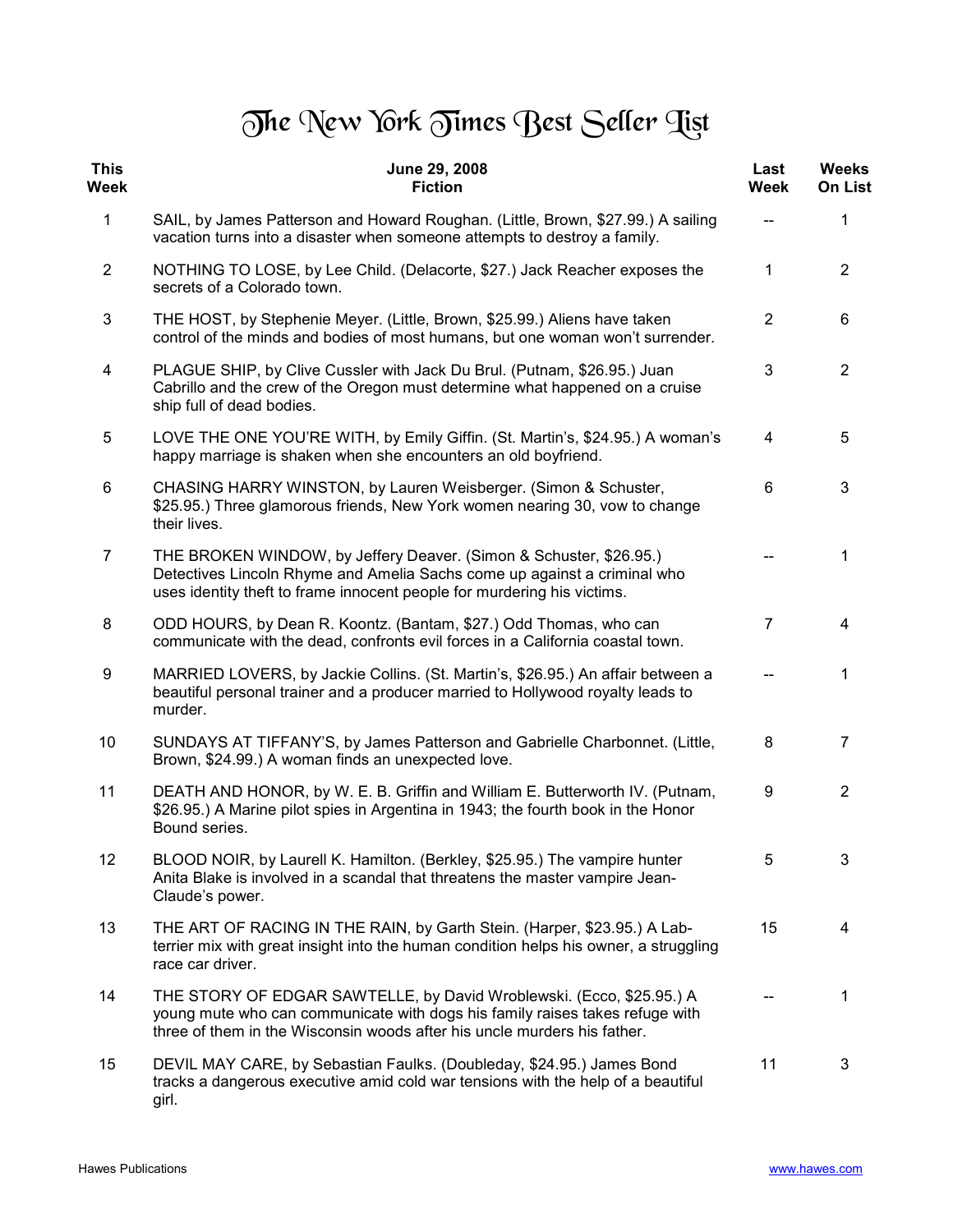# The New York Times Best Seller List

| This Week | June 29, 2008<br>Fiction | Last Week | Weeks On List |
|---|---|---|---|
| 1 | SAIL, by James Patterson and Howard Roughan. (Little, Brown, $27.99.) A sailing vacation turns into a disaster when someone attempts to destroy a family. | -- | 1 |
| 2 | NOTHING TO LOSE, by Lee Child. (Delacorte, $27.) Jack Reacher exposes the secrets of a Colorado town. | 1 | 2 |
| 3 | THE HOST, by Stephenie Meyer. (Little, Brown, $25.99.) Aliens have taken control of the minds and bodies of most humans, but one woman won't surrender. | 2 | 6 |
| 4 | PLAGUE SHIP, by Clive Cussler with Jack Du Brul. (Putnam, $26.95.) Juan Cabrillo and the crew of the Oregon must determine what happened on a cruise ship full of dead bodies. | 3 | 2 |
| 5 | LOVE THE ONE YOU'RE WITH, by Emily Giffin. (St. Martin's, $24.95.) A woman's happy marriage is shaken when she encounters an old boyfriend. | 4 | 5 |
| 6 | CHASING HARRY WINSTON, by Lauren Weisberger. (Simon & Schuster, $25.95.) Three glamorous friends, New York women nearing 30, vow to change their lives. | 6 | 3 |
| 7 | THE BROKEN WINDOW, by Jeffery Deaver. (Simon & Schuster, $26.95.) Detectives Lincoln Rhyme and Amelia Sachs come up against a criminal who uses identity theft to frame innocent people for murdering his victims. | -- | 1 |
| 8 | ODD HOURS, by Dean R. Koontz. (Bantam, $27.) Odd Thomas, who can communicate with the dead, confronts evil forces in a California coastal town. | 7 | 4 |
| 9 | MARRIED LOVERS, by Jackie Collins. (St. Martin's, $26.95.) An affair between a beautiful personal trainer and a producer married to Hollywood royalty leads to murder. | -- | 1 |
| 10 | SUNDAYS AT TIFFANY'S, by James Patterson and Gabrielle Charbonnet. (Little, Brown, $24.99.) A woman finds an unexpected love. | 8 | 7 |
| 11 | DEATH AND HONOR, by W. E. B. Griffin and William E. Butterworth IV. (Putnam, $26.95.) A Marine pilot spies in Argentina in 1943; the fourth book in the Honor Bound series. | 9 | 2 |
| 12 | BLOOD NOIR, by Laurell K. Hamilton. (Berkley, $25.95.) The vampire hunter Anita Blake is involved in a scandal that threatens the master vampire Jean-Claude's power. | 5 | 3 |
| 13 | THE ART OF RACING IN THE RAIN, by Garth Stein. (Harper, $23.95.) A Lab-terrier mix with great insight into the human condition helps his owner, a struggling race car driver. | 15 | 4 |
| 14 | THE STORY OF EDGAR SAWTELLE, by David Wroblewski. (Ecco, $25.95.) A young mute who can communicate with dogs his family raises takes refuge with three of them in the Wisconsin woods after his uncle murders his father. | -- | 1 |
| 15 | DEVIL MAY CARE, by Sebastian Faulks. (Doubleday, $24.95.) James Bond tracks a dangerous executive amid cold war tensions with the help of a beautiful girl. | 11 | 3 |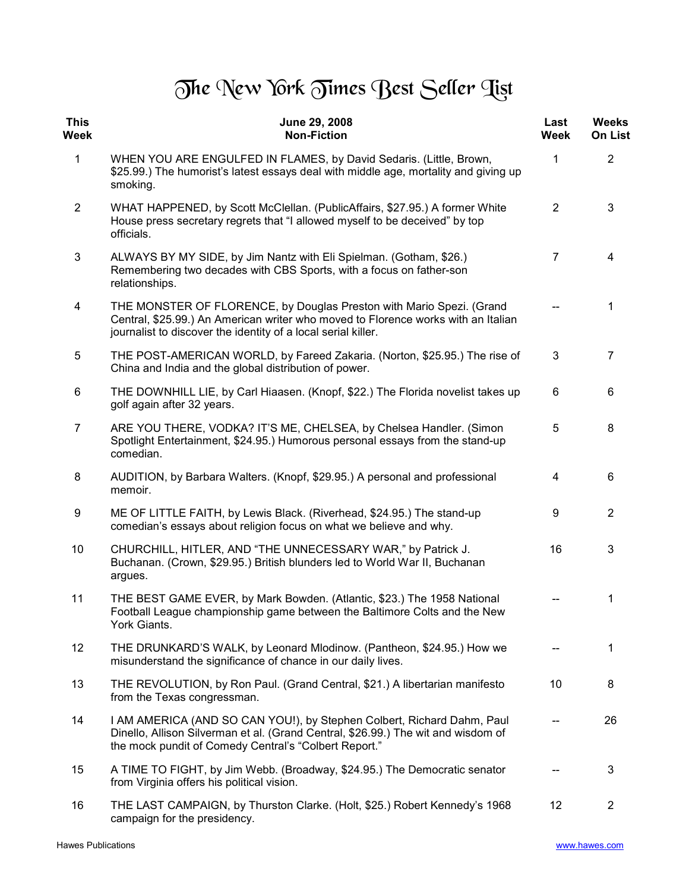# The New York Times Best Seller List

| This Week | June 29, 2008<br>Non-Fiction | Last Week | Weeks On List |
|---|---|---|---|
| 1 | WHEN YOU ARE ENGULFED IN FLAMES, by David Sedaris. (Little, Brown, $25.99.) The humorist's latest essays deal with middle age, mortality and giving up smoking. | 1 | 2 |
| 2 | WHAT HAPPENED, by Scott McClellan. (PublicAffairs, $27.95.) A former White House press secretary regrets that "I allowed myself to be deceived" by top officials. | 2 | 3 |
| 3 | ALWAYS BY MY SIDE, by Jim Nantz with Eli Spielman. (Gotham, $26.) Remembering two decades with CBS Sports, with a focus on father-son relationships. | 7 | 4 |
| 4 | THE MONSTER OF FLORENCE, by Douglas Preston with Mario Spezi. (Grand Central, $25.99.) An American writer who moved to Florence works with an Italian journalist to discover the identity of a local serial killer. | -- | 1 |
| 5 | THE POST-AMERICAN WORLD, by Fareed Zakaria. (Norton, $25.95.) The rise of China and India and the global distribution of power. | 3 | 7 |
| 6 | THE DOWNHILL LIE, by Carl Hiaasen. (Knopf, $22.) The Florida novelist takes up golf again after 32 years. | 6 | 6 |
| 7 | ARE YOU THERE, VODKA? IT'S ME, CHELSEA, by Chelsea Handler. (Simon Spotlight Entertainment, $24.95.) Humorous personal essays from the stand-up comedian. | 5 | 8 |
| 8 | AUDITION, by Barbara Walters. (Knopf, $29.95.) A personal and professional memoir. | 4 | 6 |
| 9 | ME OF LITTLE FAITH, by Lewis Black. (Riverhead, $24.95.) The stand-up comedian's essays about religion focus on what we believe and why. | 9 | 2 |
| 10 | CHURCHILL, HITLER, AND "THE UNNECESSARY WAR," by Patrick J. Buchanan. (Crown, $29.95.) British blunders led to World War II, Buchanan argues. | 16 | 3 |
| 11 | THE BEST GAME EVER, by Mark Bowden. (Atlantic, $23.) The 1958 National Football League championship game between the Baltimore Colts and the New York Giants. | -- | 1 |
| 12 | THE DRUNKARD'S WALK, by Leonard Mlodinow. (Pantheon, $24.95.) How we misunderstand the significance of chance in our daily lives. | -- | 1 |
| 13 | THE REVOLUTION, by Ron Paul. (Grand Central, $21.) A libertarian manifesto from the Texas congressman. | 10 | 8 |
| 14 | I AM AMERICA (AND SO CAN YOU!), by Stephen Colbert, Richard Dahm, Paul Dinello, Allison Silverman et al. (Grand Central, $26.99.) The wit and wisdom of the mock pundit of Comedy Central's "Colbert Report." | -- | 26 |
| 15 | A TIME TO FIGHT, by Jim Webb. (Broadway, $24.95.) The Democratic senator from Virginia offers his political vision. | -- | 3 |
| 16 | THE LAST CAMPAIGN, by Thurston Clarke. (Holt, $25.) Robert Kennedy's 1968 campaign for the presidency. | 12 | 2 |